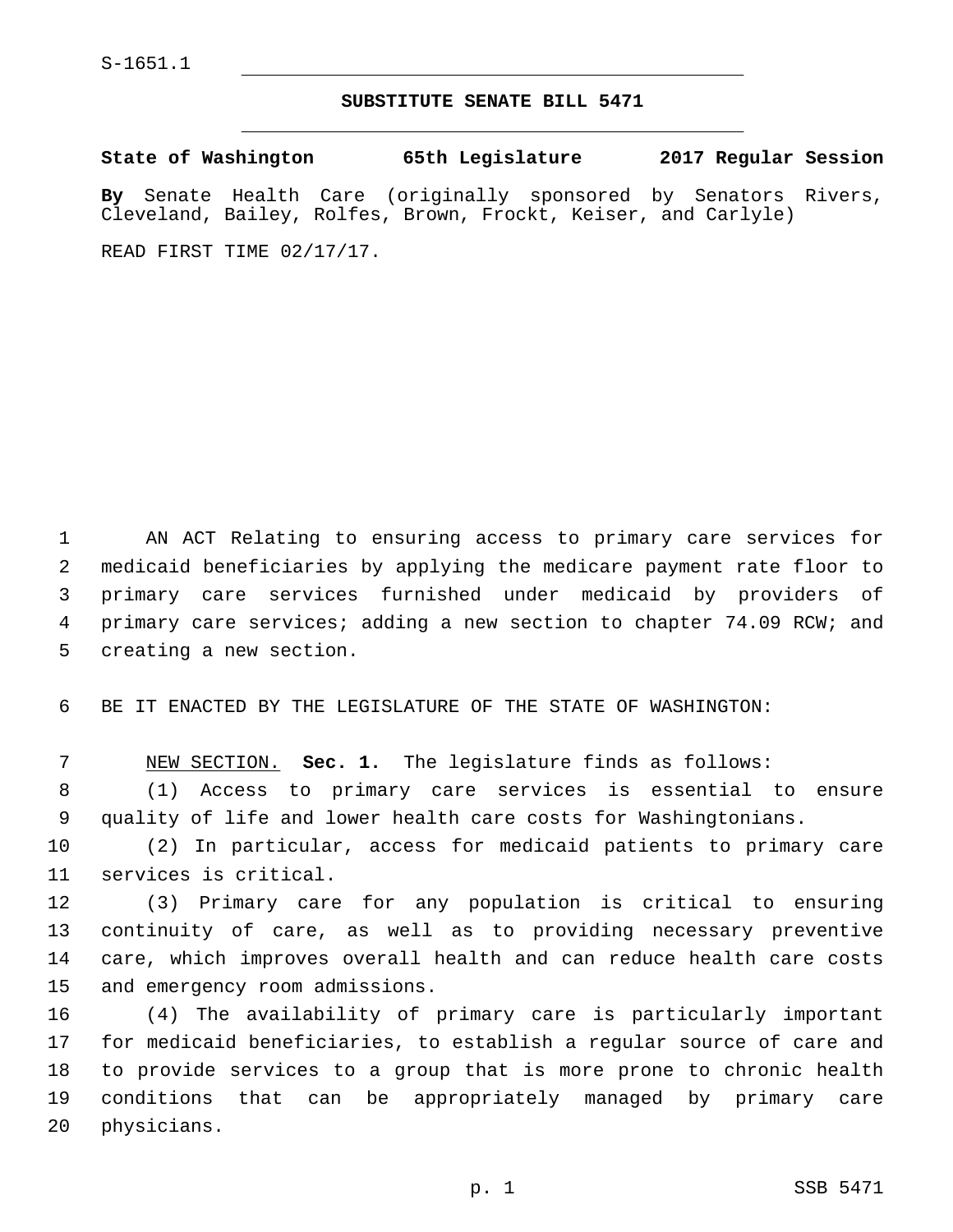S-1651.1

# SUBSTITUTE SENATE BILL 5471

**State of Washington 65th Legislature 2017 Regular Session**

**By** Senate Health Care (originally sponsored by Senators Rivers, Cleveland, Bailey, Rolfes, Brown, Frockt, Keiser, and Carlyle)

READ FIRST TIME 02/17/17.

AN ACT Relating to ensuring access to primary care services for medicaid beneficiaries by applying the medicare payment rate floor to primary care services furnished under medicaid by providers of primary care services; adding a new section to chapter 74.09 RCW; and creating a new section.

BE IT ENACTED BY THE LEGISLATURE OF THE STATE OF WASHINGTON:

NEW SECTION. **Sec. 1.** The legislature finds as follows:

(1) Access to primary care services is essential to ensure quality of life and lower health care costs for Washingtonians.

(2) In particular, access for medicaid patients to primary care services is critical.

(3) Primary care for any population is critical to ensuring continuity of care, as well as to providing necessary preventive care, which improves overall health and can reduce health care costs and emergency room admissions.

(4) The availability of primary care is particularly important for medicaid beneficiaries, to establish a regular source of care and to provide services to a group that is more prone to chronic health conditions that can be appropriately managed by primary care physicians.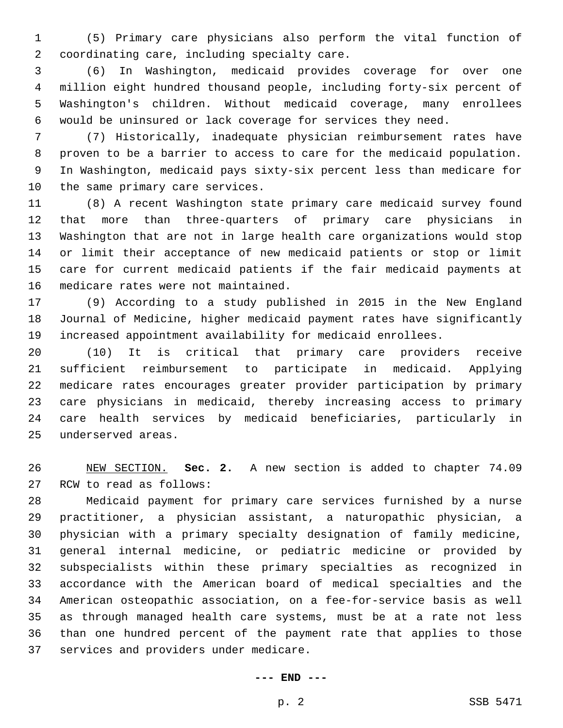(5) Primary care physicians also perform the vital function of coordinating care, including specialty care.

(6) In Washington, medicaid provides coverage for over one million eight hundred thousand people, including forty-six percent of Washington's children. Without medicaid coverage, many enrollees would be uninsured or lack coverage for services they need.

(7) Historically, inadequate physician reimbursement rates have proven to be a barrier to access to care for the medicaid population. In Washington, medicaid pays sixty-six percent less than medicare for the same primary care services.

(8) A recent Washington state primary care medicaid survey found that more than three-quarters of primary care physicians in Washington that are not in large health care organizations would stop or limit their acceptance of new medicaid patients or stop or limit care for current medicaid patients if the fair medicaid payments at medicare rates were not maintained.

(9) According to a study published in 2015 in the New England Journal of Medicine, higher medicaid payment rates have significantly increased appointment availability for medicaid enrollees.

(10) It is critical that primary care providers receive sufficient reimbursement to participate in medicaid. Applying medicare rates encourages greater provider participation by primary care physicians in medicaid, thereby increasing access to primary care health services by medicaid beneficiaries, particularly in underserved areas.

NEW SECTION. **Sec. 2.** A new section is added to chapter 74.09 RCW to read as follows:

Medicaid payment for primary care services furnished by a nurse practitioner, a physician assistant, a naturopathic physician, a physician with a primary specialty designation of family medicine, general internal medicine, or pediatric medicine or provided by subspecialists within these primary specialties as recognized in accordance with the American board of medical specialties and the American osteopathic association, on a fee-for-service basis as well as through managed health care systems, must be at a rate not less than one hundred percent of the payment rate that applies to those services and providers under medicare.

**--- END ---**